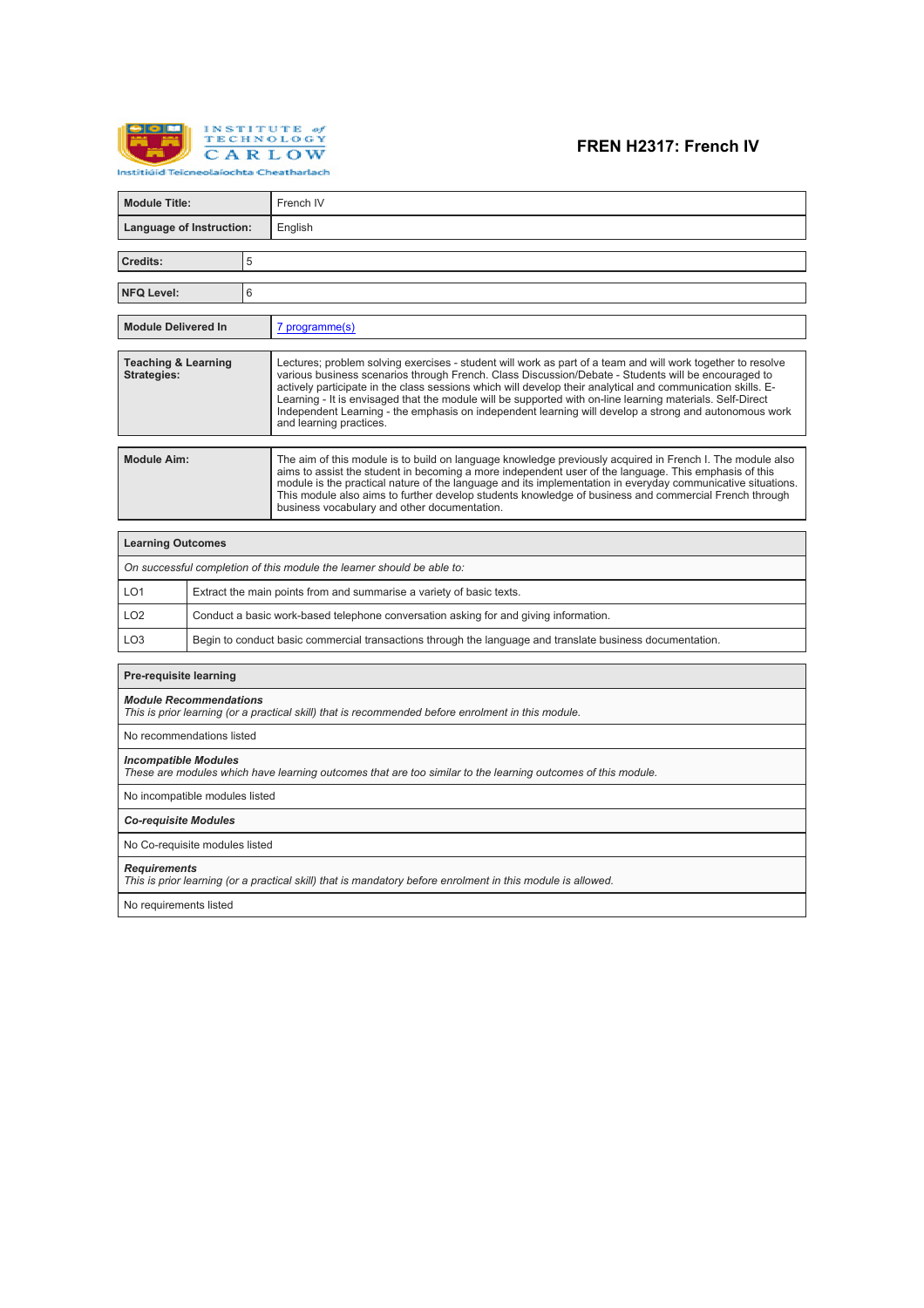Institute of Technology Carlow
Institiúid Teicneolaíochta Cheatharlach

# FREN H2317: French IV

| | |
|---|---|
| **Module Title:** | French IV |
| **Language of Instruction:** | English |

| | |
|---|---|
| **Credits:** | 5 |

| | |
|---|---|
| **NFQ Level:** | 6 |

| | |
|---|---|
| **Module Delivered In** | 7 programme(s) |

| | |
|---|---|
| **Teaching & Learning Strategies:** | Lectures; problem solving exercises - student will work as part of a team and will work together to resolve various business scenarios through French. Class Discussion/Debate - Students will be encouraged to actively participate in the class sessions which will develop their analytical and communication skills. E-Learning - It is envisaged that the module will be supported with on-line learning materials. Self-Direct Independent Learning - the emphasis on independent learning will develop a strong and autonomous work and learning practices. |

| | |
|---|---|
| **Module Aim:** | The aim of this module is to build on language knowledge previously acquired in French I. The module also aims to assist the student in becoming a more independent user of the language. This emphasis of this module is the practical nature of the language and its implementation in everyday communicative situations. This module also aims to further develop students knowledge of business and commercial French through business vocabulary and other documentation. |

| **Learning Outcomes** | |
|---|---|
| *On successful completion of this module the learner should be able to:* | |
| LO1 | Extract the main points from and summarise a variety of basic texts. |
| LO2 | Conduct a basic work-based telephone conversation asking for and giving information. |
| LO3 | Begin to conduct basic commercial transactions through the language and translate business documentation. |

| **Pre-requisite learning** |
|---|
| ***Module Recommendations***<br>*This is prior learning (or a practical skill) that is recommended before enrolment in this module.* |
| No recommendations listed |
| ***Incompatible Modules***<br>*These are modules which have learning outcomes that are too similar to the learning outcomes of this module.* |
| No incompatible modules listed |
| ***Co-requisite Modules*** |
| No Co-requisite modules listed |
| ***Requirements***<br>*This is prior learning (or a practical skill) that is mandatory before enrolment in this module is allowed.* |
| No requirements listed |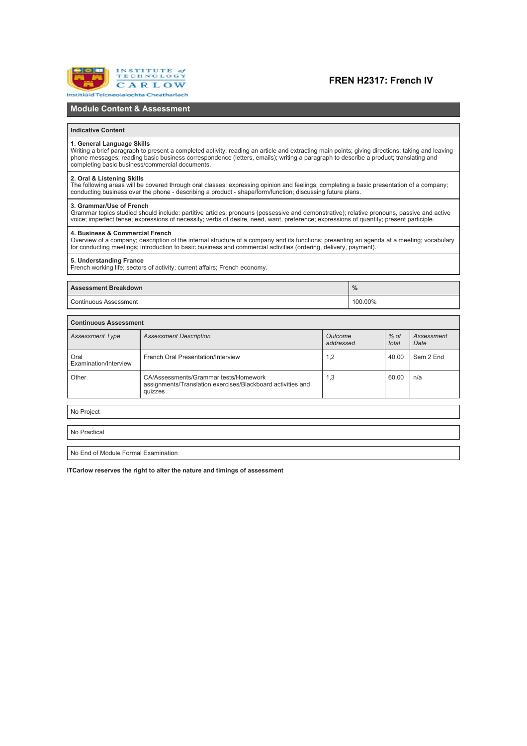# FREN H2317: French IV

## Module Content & Assessment

| Indicative Content |
|---|
| **1. General Language Skills**<br>Writing a brief paragraph to present a completed activity; reading an article and extracting main points; giving directions; taking and leaving phone messages; reading basic business correspondence (letters, emails); writing a paragraph to describe a product; translating and completing basic business/commercial documents. |
| **2. Oral & Listening Skills**<br>The following areas will be covered through oral classes: expressing opinion and feelings; completing a basic presentation of a company; conducting business over the phone - describing a product - shape/form/function; discussing future plans. |
| **3. Grammar/Use of French**<br>Grammar topics studied should include: partitive articles; pronouns (possessive and demonstrative); relative pronouns, passive and active voice; imperfect tense; expressions of necessity; verbs of desire, need, want, preference; expressions of quantity; present participle. |
| **4. Business & Commercial French**<br>Overview of a company; description of the internal structure of a company and its functions; presenting an agenda at a meeting; vocabulary for conducting meetings; introduction to basic business and commercial activities (ordering, delivery, payment). |
| **5. Understanding France**<br>French working life; sectors of activity; current affairs; French economy. |

| Assessment Breakdown | % |
|---|---|
| Continuous Assessment | 100.00% |

**Continuous Assessment**

| *Assessment Type* | *Assessment Description* | *Outcome addressed* | *% of total* | *Assessment Date* |
|---|---|---|---|---|
| Oral Examination/Interview | French Oral Presentation/Interview | 1,2 | 40.00 | Sem 2 End |
| Other | CA/Assessments/Grammar tests/Homework assignments/Translation exercises/Blackboard activities and quizzes | 1,3 | 60.00 | n/a |

No Project

No Practical

No End of Module Formal Examination

**ITCarlow reserves the right to alter the nature and timings of assessment**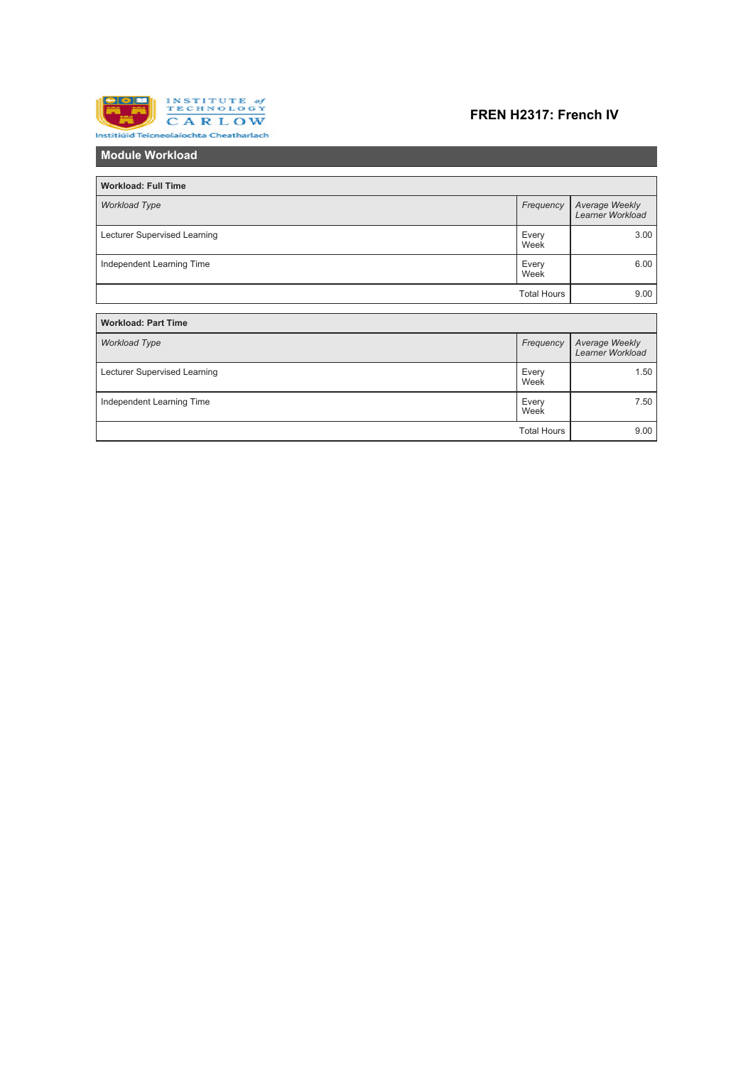# FREN H2317: French IV

## Module Workload

**Workload: Full Time**

| *Workload Type* | *Frequency* | *Average Weekly Learner Workload* |
|---|---|---|
| Lecturer Supervised Learning | Every Week | 3.00 |
| Independent Learning Time | Every Week | 6.00 |
| | Total Hours | 9.00 |

**Workload: Part Time**

| *Workload Type* | *Frequency* | *Average Weekly Learner Workload* |
|---|---|---|
| Lecturer Supervised Learning | Every Week | 1.50 |
| Independent Learning Time | Every Week | 7.50 |
| | Total Hours | 9.00 |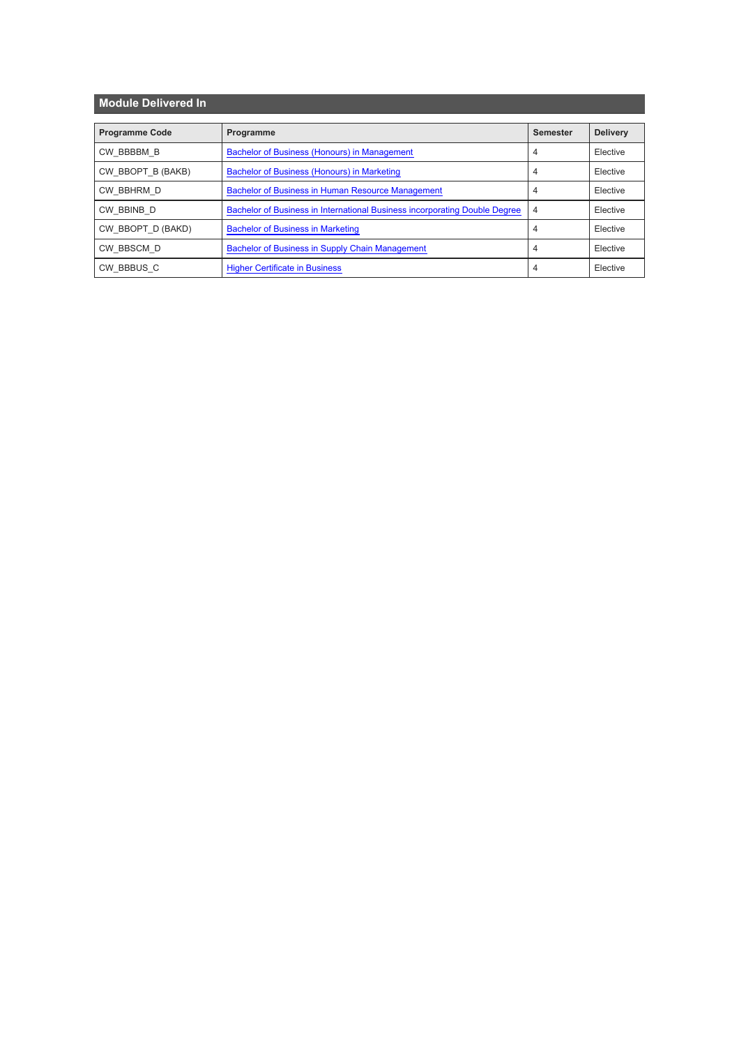## Module Delivered In

| Programme Code | Programme | Semester | Delivery |
|---|---|---|---|
| CW_BBBBM_B | Bachelor of Business (Honours) in Management | 4 | Elective |
| CW_BBOPT_B (BAKB) | Bachelor of Business (Honours) in Marketing | 4 | Elective |
| CW_BBHRM_D | Bachelor of Business in Human Resource Management | 4 | Elective |
| CW_BBINB_D | Bachelor of Business in International Business incorporating Double Degree | 4 | Elective |
| CW_BBOPT_D (BAKD) | Bachelor of Business in Marketing | 4 | Elective |
| CW_BBSCM_D | Bachelor of Business in Supply Chain Management | 4 | Elective |
| CW_BBBUS_C | Higher Certificate in Business | 4 | Elective |